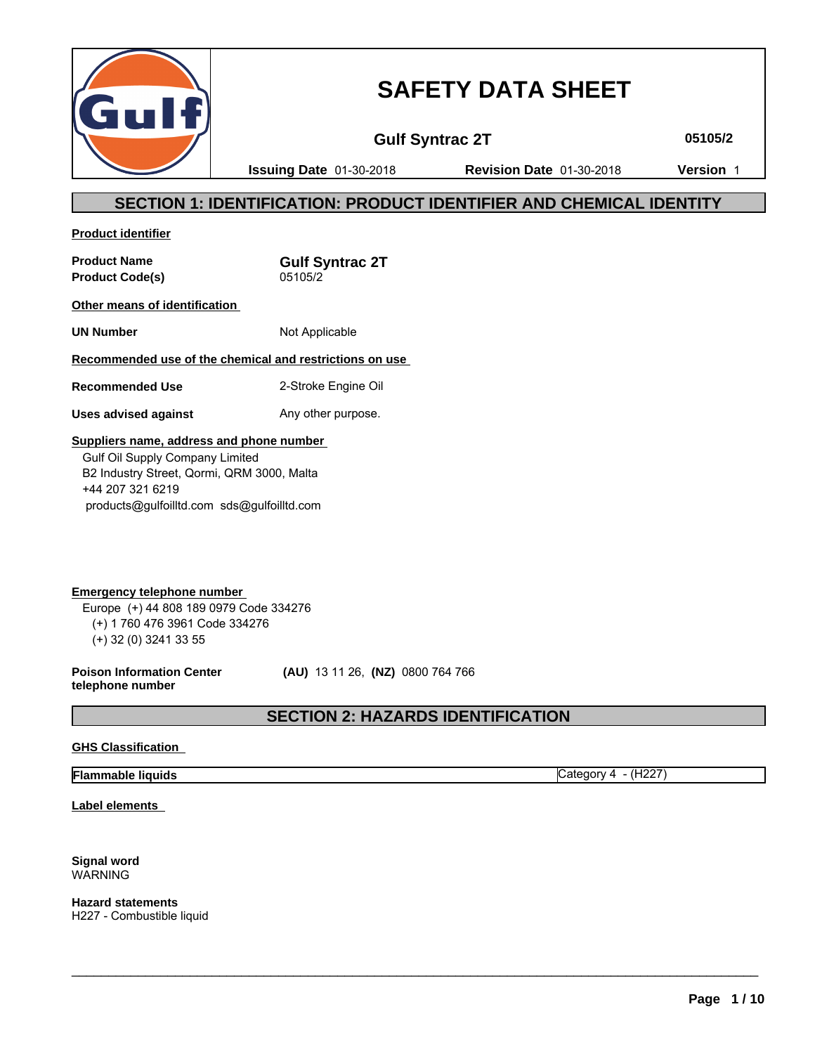# SAFETY DATA SHEET

**Gulf Syntrac 2T** **05105/2**

**Issuing Date** 01-30-2018 **Revision Date** 01-30-2018 **Version** 1

## SECTION 1: IDENTIFICATION: PRODUCT IDENTIFIER AND CHEMICAL IDENTITY

**Product identifier**

**Product Name** **Gulf Syntrac 2T**
**Product Code(s)** 05105/2

**Other means of identification**

**UN Number** Not Applicable

**Recommended use of the chemical and restrictions on use**

**Recommended Use** 2-Stroke Engine Oil

**Uses advised against** Any other purpose.

**Suppliers name, address and phone number**

Gulf Oil Supply Company Limited
B2 Industry Street, Qormi, QRM 3000, Malta
+44 207 321 6219
products@gulfoilltd.com sds@gulfoilltd.com

**Emergency telephone number**

Europe (+) 44 808 189 0979 Code 334276
(+) 1 760 476 3961 Code 334276
(+) 32 (0) 3241 33 55

**Poison Information Center telephone number** **(AU)** 13 11 26, **(NZ)** 0800 764 766

## SECTION 2: HAZARDS IDENTIFICATION

**GHS Classification**

| **Flammable liquids** | Category 4 - (H227) |
|---|---|

**Label elements**

**Signal word**
WARNING

**Hazard statements**
H227 - Combustible liquid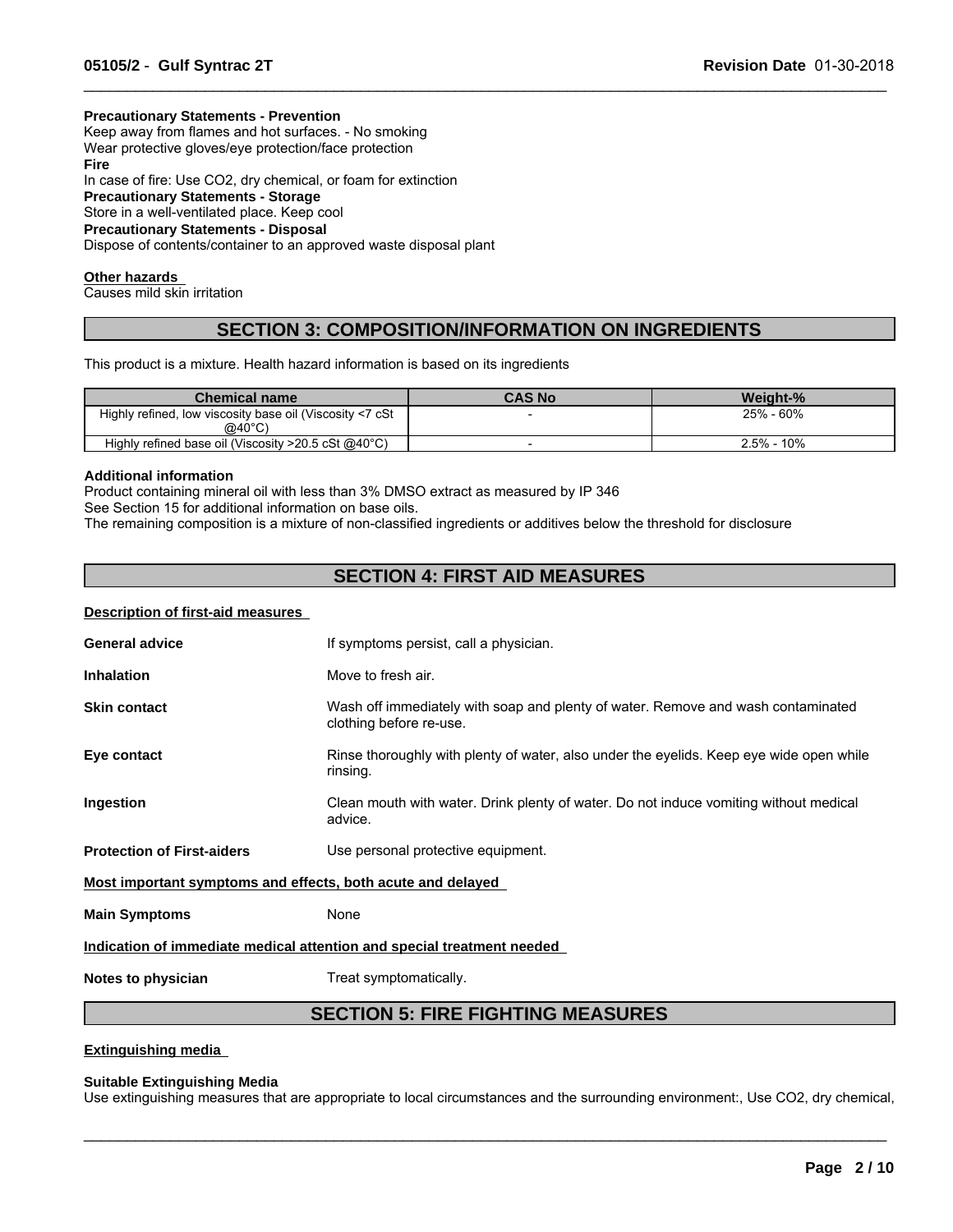**Precautionary Statements - Prevention**
Keep away from flames and hot surfaces. - No smoking
Wear protective gloves/eye protection/face protection
**Fire**
In case of fire: Use CO2, dry chemical, or foam for extinction
**Precautionary Statements - Storage**
Store in a well-ventilated place. Keep cool
**Precautionary Statements - Disposal**
Dispose of contents/container to an approved waste disposal plant

**Other hazards**
Causes mild skin irritation

## SECTION 3: COMPOSITION/INFORMATION ON INGREDIENTS

This product is a mixture. Health hazard information is based on its ingredients

| Chemical name | CAS No | Weight-% |
|---|---|---|
| Highly refined, low viscosity base oil (Viscosity <7 cSt @40°C) | - | 25% - 60% |
| Highly refined base oil (Viscosity >20.5 cSt @40°C) | - | 2.5% - 10% |

**Additional information**
Product containing mineral oil with less than 3% DMSO extract as measured by IP 346
See Section 15 for additional information on base oils.
The remaining composition is a mixture of non-classified ingredients or additives below the threshold for disclosure

## SECTION 4: FIRST AID MEASURES

**Description of first-aid measures**

**General advice** If symptoms persist, call a physician.

**Inhalation** Move to fresh air.

**Skin contact** Wash off immediately with soap and plenty of water. Remove and wash contaminated clothing before re-use.

**Eye contact** Rinse thoroughly with plenty of water, also under the eyelids. Keep eye wide open while rinsing.

**Ingestion** Clean mouth with water. Drink plenty of water. Do not induce vomiting without medical advice.

**Protection of First-aiders** Use personal protective equipment.

**Most important symptoms and effects, both acute and delayed**

**Main Symptoms** None

**Indication of immediate medical attention and special treatment needed**

**Notes to physician** Treat symptomatically.

## SECTION 5: FIRE FIGHTING MEASURES

**Extinguishing media**

**Suitable Extinguishing Media**
Use extinguishing measures that are appropriate to local circumstances and the surrounding environment:, Use CO2, dry chemical,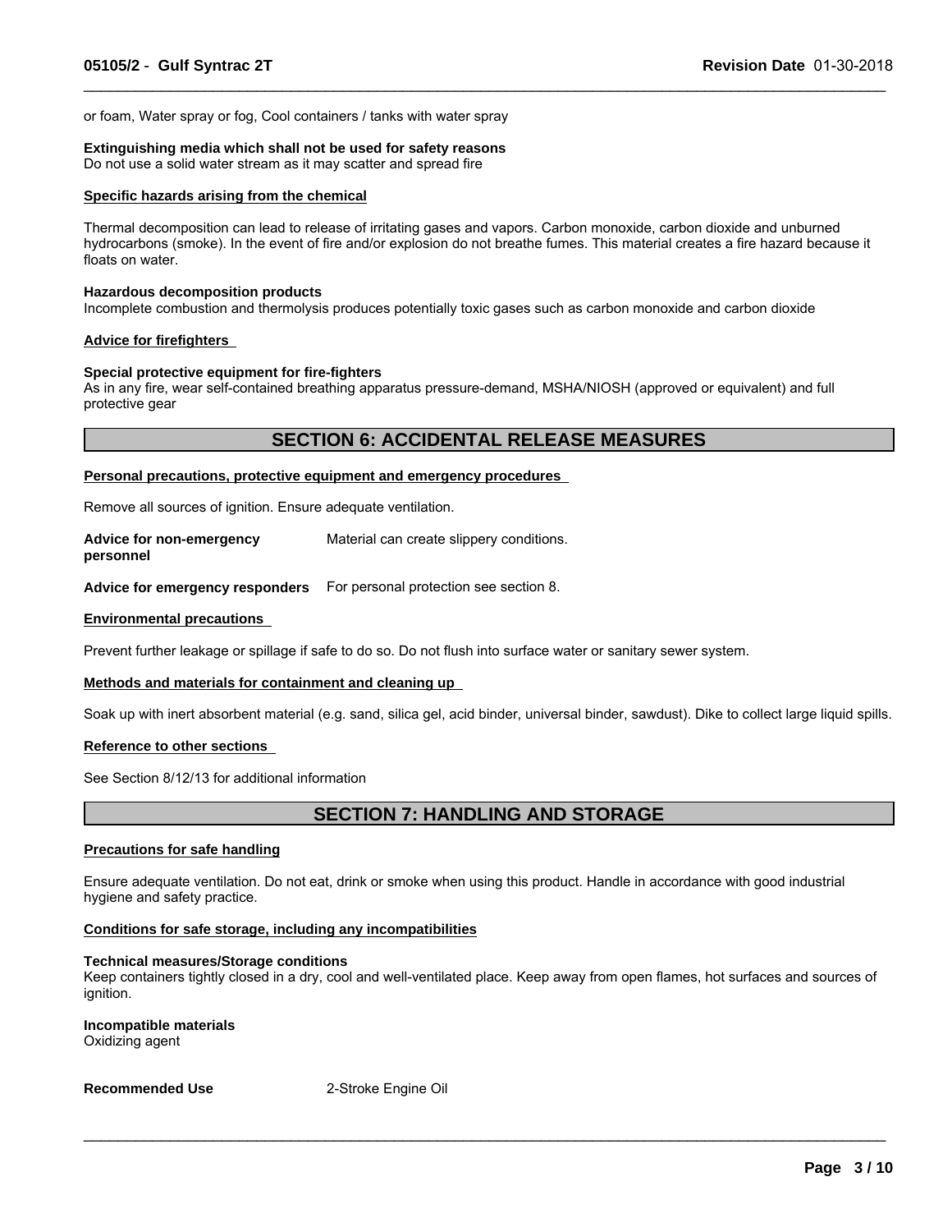or foam, Water spray or fog, Cool containers / tanks with water spray

**Extinguishing media which shall not be used for safety reasons**
Do not use a solid water stream as it may scatter and spread fire

**Specific hazards arising from the chemical**

Thermal decomposition can lead to release of irritating gases and vapors. Carbon monoxide, carbon dioxide and unburned hydrocarbons (smoke). In the event of fire and/or explosion do not breathe fumes. This material creates a fire hazard because it floats on water.

**Hazardous decomposition products**
Incomplete combustion and thermolysis produces potentially toxic gases such as carbon monoxide and carbon dioxide

**Advice for firefighters**

**Special protective equipment for fire-fighters**
As in any fire, wear self-contained breathing apparatus pressure-demand, MSHA/NIOSH (approved or equivalent) and full protective gear

## SECTION 6: ACCIDENTAL RELEASE MEASURES

**Personal precautions, protective equipment and emergency procedures**

Remove all sources of ignition. Ensure adequate ventilation.

**Advice for non-emergency personnel** Material can create slippery conditions.

**Advice for emergency responders** For personal protection see section 8.

**Environmental precautions**

Prevent further leakage or spillage if safe to do so. Do not flush into surface water or sanitary sewer system.

**Methods and materials for containment and cleaning up**

Soak up with inert absorbent material (e.g. sand, silica gel, acid binder, universal binder, sawdust). Dike to collect large liquid spills.

**Reference to other sections**

See Section 8/12/13 for additional information

## SECTION 7: HANDLING AND STORAGE

**Precautions for safe handling**

Ensure adequate ventilation. Do not eat, drink or smoke when using this product. Handle in accordance with good industrial hygiene and safety practice.

**Conditions for safe storage, including any incompatibilities**

**Technical measures/Storage conditions**
Keep containers tightly closed in a dry, cool and well-ventilated place. Keep away from open flames, hot surfaces and sources of ignition.

**Incompatible materials**
Oxidizing agent

**Recommended Use** 2-Stroke Engine Oil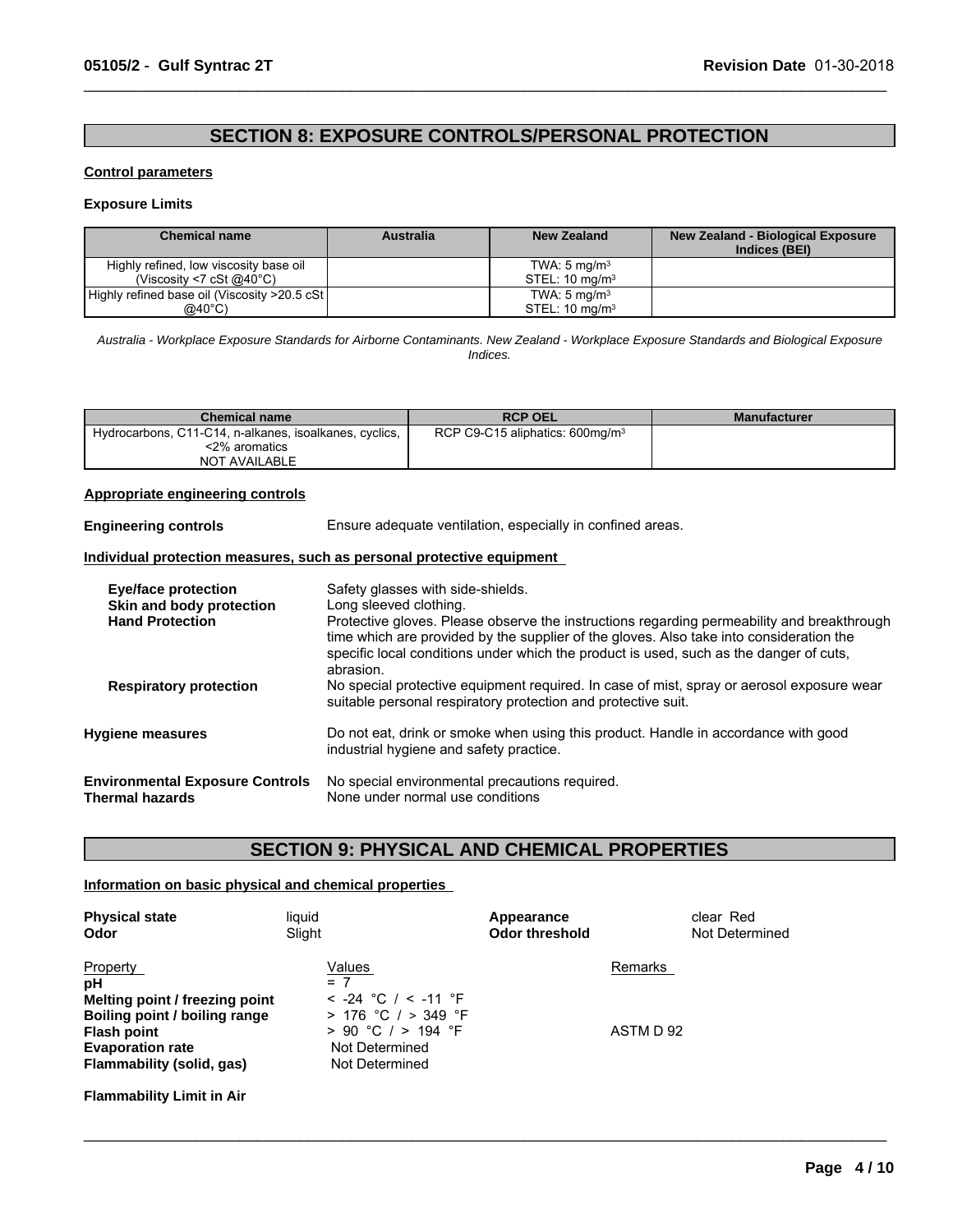## SECTION 8: EXPOSURE CONTROLS/PERSONAL PROTECTION

**Control parameters**

**Exposure Limits**

| Chemical name | Australia | New Zealand | New Zealand - Biological Exposure Indices (BEI) |
|---|---|---|---|
| Highly refined, low viscosity base oil (Viscosity <7 cSt @40°C) | | TWA: 5 mg/m$^3$ STEL: 10 mg/m$^3$ | |
| Highly refined base oil (Viscosity >20.5 cSt @40°C) | | TWA: 5 mg/m$^3$ STEL: 10 mg/m$^3$ | |

*Australia - Workplace Exposure Standards for Airborne Contaminants. New Zealand - Workplace Exposure Standards and Biological Exposure Indices.*

| Chemical name | RCP OEL | Manufacturer |
|---|---|---|
| Hydrocarbons, C11-C14, n-alkanes, isoalkanes, cyclics, <2% aromatics NOT AVAILABLE | RCP C9-C15 aliphatics: 600mg/m$^3$ | |

**Appropriate engineering controls**

**Engineering controls** Ensure adequate ventilation, especially in confined areas.

**Individual protection measures, such as personal protective equipment**

**Eye/face protection** Safety glasses with side-shields.

**Skin and body protection** Long sleeved clothing.

**Hand Protection** Protective gloves. Please observe the instructions regarding permeability and breakthrough time which are provided by the supplier of the gloves. Also take into consideration the specific local conditions under which the product is used, such as the danger of cuts, abrasion.

**Respiratory protection** No special protective equipment required. In case of mist, spray or aerosol exposure wear suitable personal respiratory protection and protective suit.

**Hygiene measures** Do not eat, drink or smoke when using this product. Handle in accordance with good industrial hygiene and safety practice.

**Environmental Exposure Controls** No special environmental precautions required.

**Thermal hazards** None under normal use conditions

## SECTION 9: PHYSICAL AND CHEMICAL PROPERTIES

**Information on basic physical and chemical properties**

**Physical state** liquid

**Appearance** clear Red

**Odor** Slight

**Odor threshold** Not Determined

| Property | Values | Remarks |
|---|---|---|
| **pH** | = 7 | |
| **Melting point / freezing point** | < -24 °C / < -11 °F | |
| **Boiling point / boiling range** | > 176 °C / > 349 °F | |
| **Flash point** | > 90 °C / > 194 °F | ASTM D 92 |
| **Evaporation rate** | Not Determined | |
| **Flammability (solid, gas)** | Not Determined | |

**Flammability Limit in Air**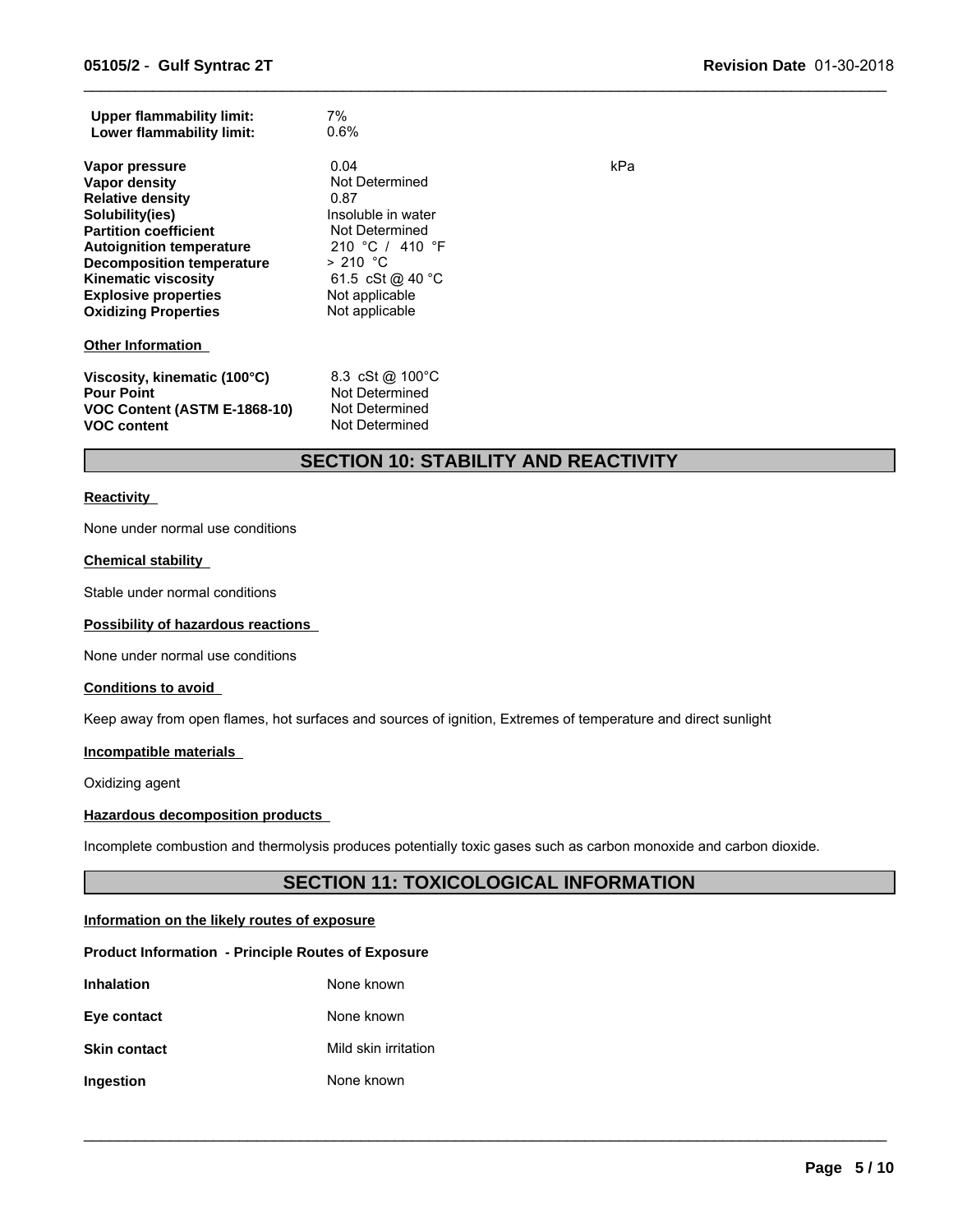| | | |
|---|---|---|
| **Upper flammability limit:** | 7% | |
| **Lower flammability limit:** | 0.6% | |
| **Vapor pressure** | 0.04 | kPa |
| **Vapor density** | Not Determined | |
| **Relative density** | 0.87 | |
| **Solubility(ies)** | Insoluble in water | |
| **Partition coefficient** | Not Determined | |
| **Autoignition temperature** | 210 °C / 410 °F | |
| **Decomposition temperature** | > 210 °C | |
| **Kinematic viscosity** | 61.5 cSt @ 40 °C | |
| **Explosive properties** | Not applicable | |
| **Oxidizing Properties** | Not applicable | |

**Other Information**

| | |
|---|---|
| **Viscosity, kinematic (100°C)** | 8.3 cSt @ 100°C |
| **Pour Point** | Not Determined |
| **VOC Content (ASTM E-1868-10)** | Not Determined |
| **VOC content** | Not Determined |

## SECTION 10: STABILITY AND REACTIVITY

**Reactivity**

None under normal use conditions

**Chemical stability**

Stable under normal conditions

**Possibility of hazardous reactions**

None under normal use conditions

**Conditions to avoid**

Keep away from open flames, hot surfaces and sources of ignition, Extremes of temperature and direct sunlight

**Incompatible materials**

Oxidizing agent

**Hazardous decomposition products**

Incomplete combustion and thermolysis produces potentially toxic gases such as carbon monoxide and carbon dioxide.

## SECTION 11: TOXICOLOGICAL INFORMATION

**Information on the likely routes of exposure**

**Product Information - Principle Routes of Exposure**

| | |
|---|---|
| **Inhalation** | None known |
| **Eye contact** | None known |
| **Skin contact** | Mild skin irritation |
| **Ingestion** | None known |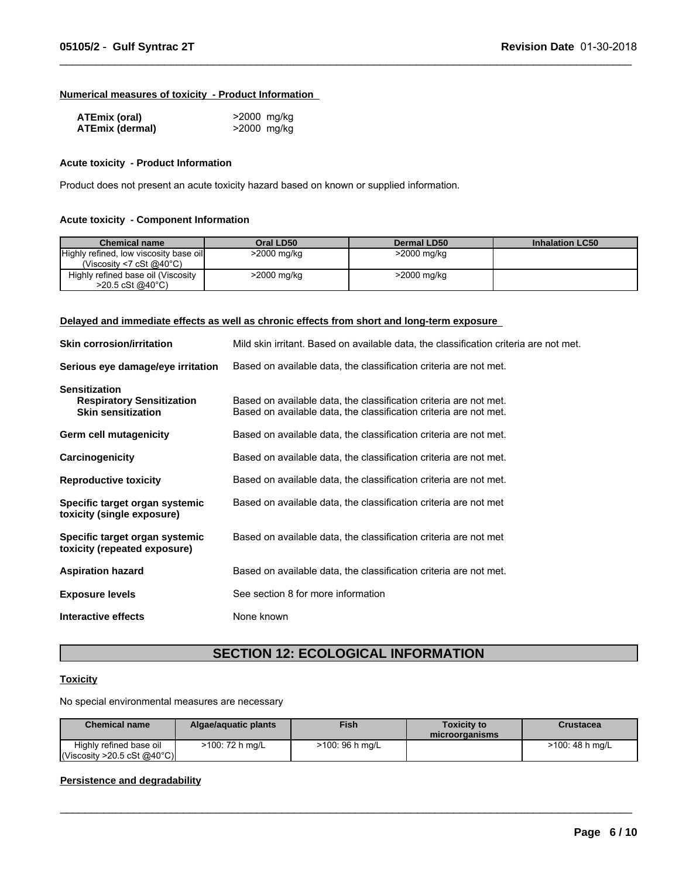### Numerical measures of toxicity - Product Information

| | |
|---|---|
| **ATEmix (oral)** | >2000 mg/kg |
| **ATEmix (dermal)** | >2000 mg/kg |

### Acute toxicity - Product Information

Product does not present an acute toxicity hazard based on known or supplied information.

### Acute toxicity - Component Information

| Chemical name | Oral LD50 | Dermal LD50 | Inhalation LC50 |
|---|---|---|---|
| Highly refined, low viscosity base oil (Viscosity <7 cSt @40°C) | >2000 mg/kg | >2000 mg/kg | |
| Highly refined base oil (Viscosity >20.5 cSt @40°C) | >2000 mg/kg | >2000 mg/kg | |

### Delayed and immediate effects as well as chronic effects from short and long-term exposure

**Skin corrosion/irritation** — Mild skin irritant. Based on available data, the classification criteria are not met.

**Serious eye damage/eye irritation** — Based on available data, the classification criteria are not met.

**Sensitization**
- **Respiratory Sensitization** — Based on available data, the classification criteria are not met.
- **Skin sensitization** — Based on available data, the classification criteria are not met.

**Germ cell mutagenicity** — Based on available data, the classification criteria are not met.

**Carcinogenicity** — Based on available data, the classification criteria are not met.

**Reproductive toxicity** — Based on available data, the classification criteria are not met.

**Specific target organ systemic toxicity (single exposure)** — Based on available data, the classification criteria are not met

**Specific target organ systemic toxicity (repeated exposure)** — Based on available data, the classification criteria are not met

**Aspiration hazard** — Based on available data, the classification criteria are not met.

**Exposure levels** — See section 8 for more information

**Interactive effects** — None known

## SECTION 12: ECOLOGICAL INFORMATION

### Toxicity

No special environmental measures are necessary

| Chemical name | Algae/aquatic plants | Fish | Toxicity to microorganisms | Crustacea |
|---|---|---|---|---|
| Highly refined base oil (Viscosity >20.5 cSt @40°C) | >100: 72 h mg/L | >100: 96 h mg/L | | >100: 48 h mg/L |

### Persistence and degradability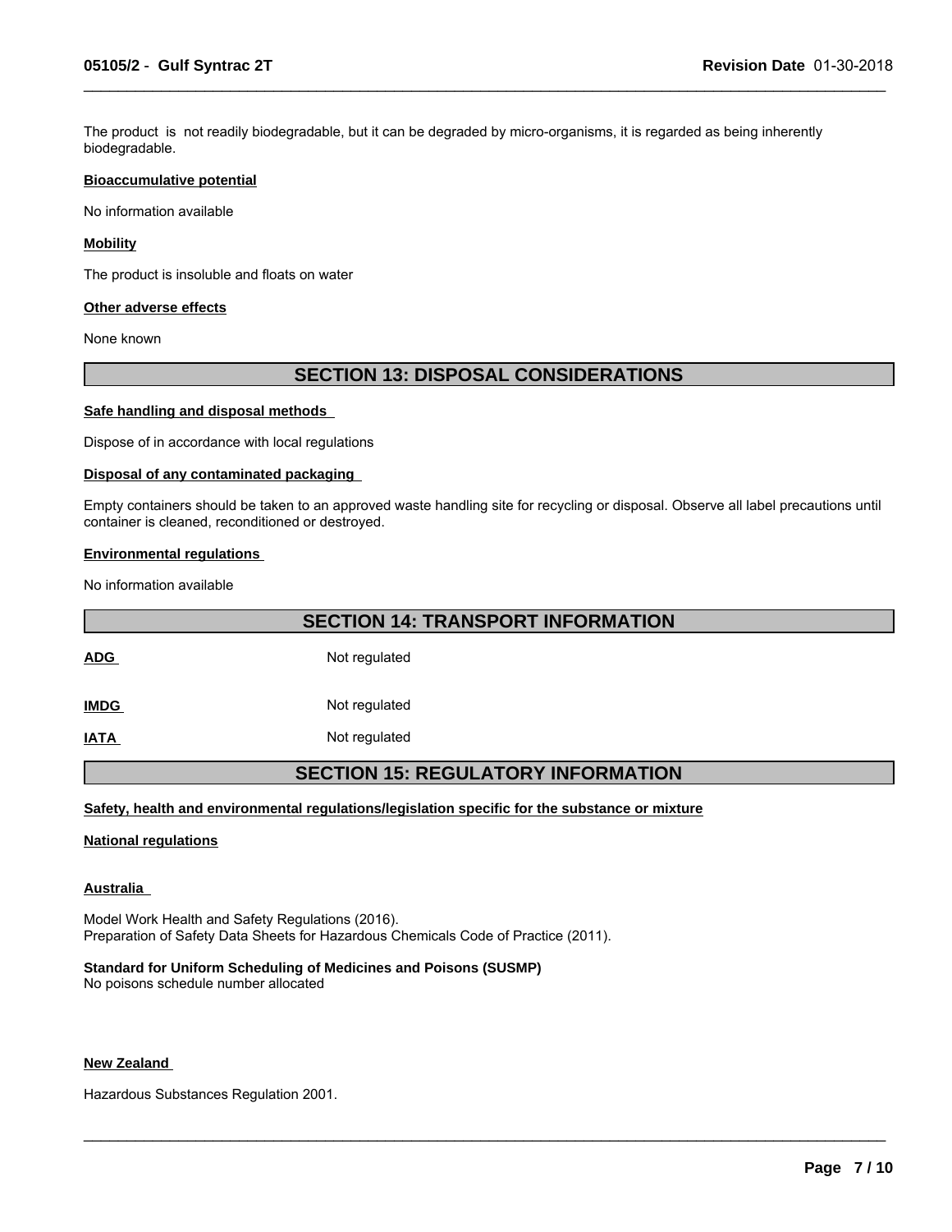The product is not readily biodegradable, but it can be degraded by micro-organisms, it is regarded as being inherently biodegradable.

**Bioaccumulative potential**

No information available

**Mobility**

The product is insoluble and floats on water

**Other adverse effects**

None known

## SECTION 13: DISPOSAL CONSIDERATIONS

**Safe handling and disposal methods**

Dispose of in accordance with local regulations

**Disposal of any contaminated packaging**

Empty containers should be taken to an approved waste handling site for recycling or disposal. Observe all label precautions until container is cleaned, reconditioned or destroyed.

**Environmental regulations**

No information available

## SECTION 14: TRANSPORT INFORMATION

| | |
|---|---|
| **ADG** | Not regulated |
| **IMDG** | Not regulated |
| **IATA** | Not regulated |

## SECTION 15: REGULATORY INFORMATION

**Safety, health and environmental regulations/legislation specific for the substance or mixture**

**National regulations**

**Australia**

Model Work Health and Safety Regulations (2016).
Preparation of Safety Data Sheets for Hazardous Chemicals Code of Practice (2011).

**Standard for Uniform Scheduling of Medicines and Poisons (SUSMP)**
No poisons schedule number allocated

**New Zealand**

Hazardous Substances Regulation 2001.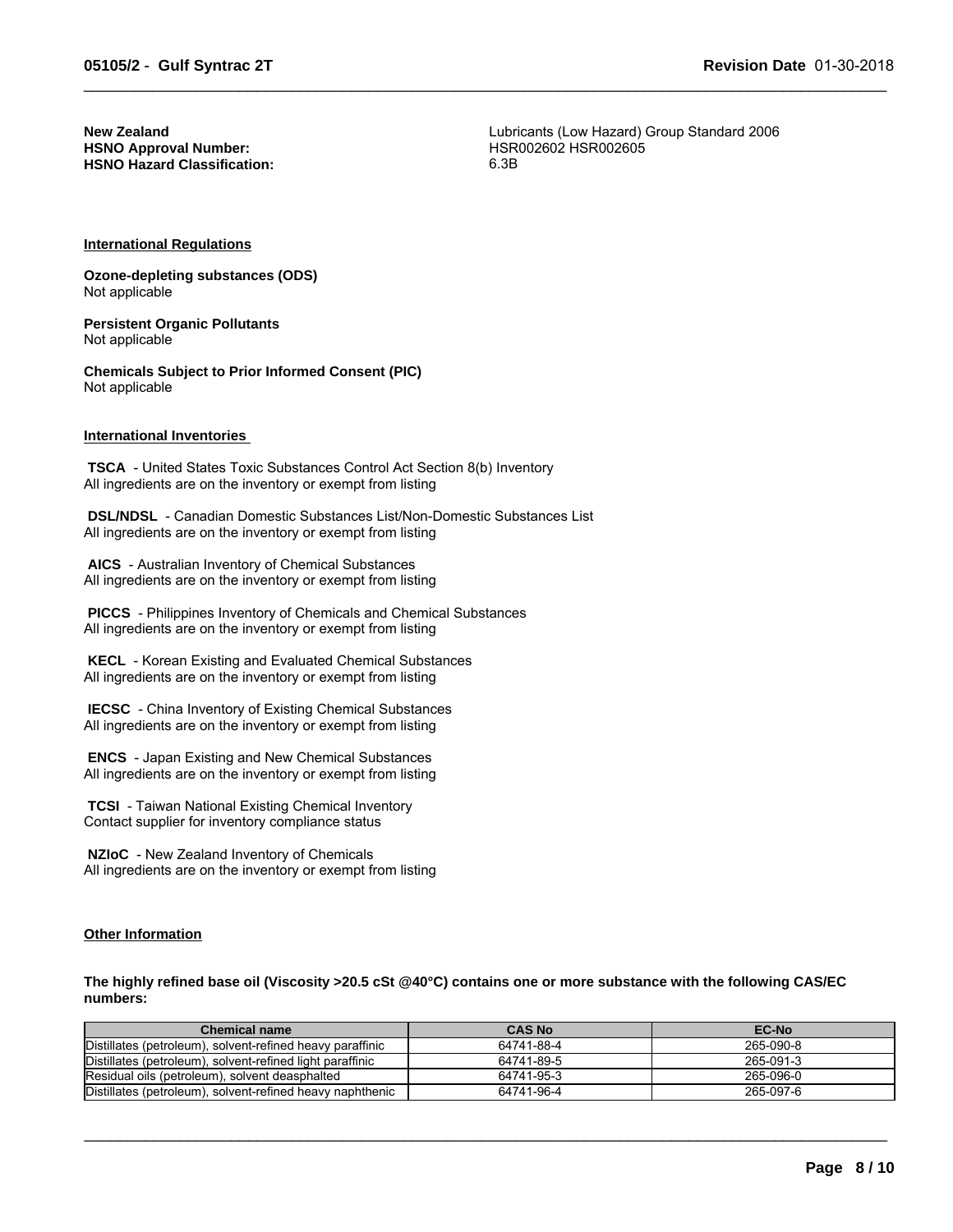**New Zealand** Lubricants (Low Hazard) Group Standard 2006
**HSNO Approval Number:** HSR002602 HSR002605
**HSNO Hazard Classification:** 6.3B

## International Regulations

**Ozone-depleting substances (ODS)**
Not applicable

**Persistent Organic Pollutants**
Not applicable

**Chemicals Subject to Prior Informed Consent (PIC)**
Not applicable

## International Inventories

**TSCA** - United States Toxic Substances Control Act Section 8(b) Inventory
All ingredients are on the inventory or exempt from listing

**DSL/NDSL** - Canadian Domestic Substances List/Non-Domestic Substances List
All ingredients are on the inventory or exempt from listing

**AICS** - Australian Inventory of Chemical Substances
All ingredients are on the inventory or exempt from listing

**PICCS** - Philippines Inventory of Chemicals and Chemical Substances
All ingredients are on the inventory or exempt from listing

**KECL** - Korean Existing and Evaluated Chemical Substances
All ingredients are on the inventory or exempt from listing

**IECSC** - China Inventory of Existing Chemical Substances
All ingredients are on the inventory or exempt from listing

**ENCS** - Japan Existing and New Chemical Substances
All ingredients are on the inventory or exempt from listing

**TCSI** - Taiwan National Existing Chemical Inventory
Contact supplier for inventory compliance status

**NZIoC** - New Zealand Inventory of Chemicals
All ingredients are on the inventory or exempt from listing

## Other Information

**The highly refined base oil (Viscosity >20.5 cSt @40°C) contains one or more substance with the following CAS/EC numbers:**

| Chemical name | CAS No | EC-No |
|---|---|---|
| Distillates (petroleum), solvent-refined heavy paraffinic | 64741-88-4 | 265-090-8 |
| Distillates (petroleum), solvent-refined light paraffinic | 64741-89-5 | 265-091-3 |
| Residual oils (petroleum), solvent deasphalted | 64741-95-3 | 265-096-0 |
| Distillates (petroleum), solvent-refined heavy naphthenic | 64741-96-4 | 265-097-6 |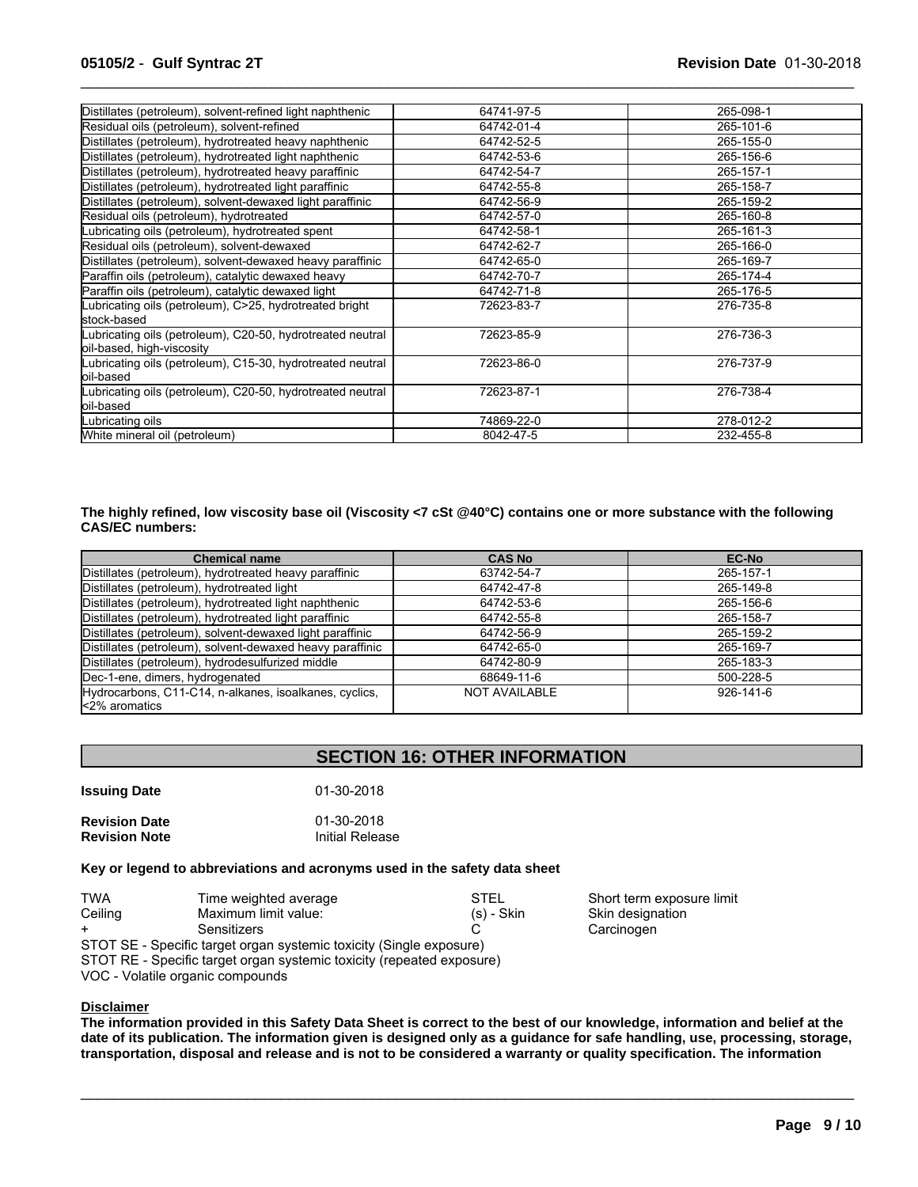| | | |
|---|---|---|
| Distillates (petroleum), solvent-refined light naphthenic | 64741-97-5 | 265-098-1 |
| Residual oils (petroleum), solvent-refined | 64742-01-4 | 265-101-6 |
| Distillates (petroleum), hydrotreated heavy naphthenic | 64742-52-5 | 265-155-0 |
| Distillates (petroleum), hydrotreated light naphthenic | 64742-53-6 | 265-156-6 |
| Distillates (petroleum), hydrotreated heavy paraffinic | 64742-54-7 | 265-157-1 |
| Distillates (petroleum), hydrotreated light paraffinic | 64742-55-8 | 265-158-7 |
| Distillates (petroleum), solvent-dewaxed light paraffinic | 64742-56-9 | 265-159-2 |
| Residual oils (petroleum), hydrotreated | 64742-57-0 | 265-160-8 |
| Lubricating oils (petroleum), hydrotreated spent | 64742-58-1 | 265-161-3 |
| Residual oils (petroleum), solvent-dewaxed | 64742-62-7 | 265-166-0 |
| Distillates (petroleum), solvent-dewaxed heavy paraffinic | 64742-65-0 | 265-169-7 |
| Paraffin oils (petroleum), catalytic dewaxed heavy | 64742-70-7 | 265-174-4 |
| Paraffin oils (petroleum), catalytic dewaxed light | 64742-71-8 | 265-176-5 |
| Lubricating oils (petroleum), C>25, hydrotreated bright stock-based | 72623-83-7 | 276-735-8 |
| Lubricating oils (petroleum), C20-50, hydrotreated neutral oil-based, high-viscosity | 72623-85-9 | 276-736-3 |
| Lubricating oils (petroleum), C15-30, hydrotreated neutral oil-based | 72623-86-0 | 276-737-9 |
| Lubricating oils (petroleum), C20-50, hydrotreated neutral oil-based | 72623-87-1 | 276-738-4 |
| Lubricating oils | 74869-22-0 | 278-012-2 |
| White mineral oil (petroleum) | 8042-47-5 | 232-455-8 |

**The highly refined, low viscosity base oil (Viscosity <7 cSt @40°C) contains one or more substance with the following CAS/EC numbers:**

| Chemical name | CAS No | EC-No |
|---|---|---|
| Distillates (petroleum), hydrotreated heavy paraffinic | 63742-54-7 | 265-157-1 |
| Distillates (petroleum), hydrotreated light | 64742-47-8 | 265-149-8 |
| Distillates (petroleum), hydrotreated light naphthenic | 64742-53-6 | 265-156-6 |
| Distillates (petroleum), hydrotreated light paraffinic | 64742-55-8 | 265-158-7 |
| Distillates (petroleum), solvent-dewaxed light paraffinic | 64742-56-9 | 265-159-2 |
| Distillates (petroleum), solvent-dewaxed heavy paraffinic | 64742-65-0 | 265-169-7 |
| Distillates (petroleum), hydrodesulfurized middle | 64742-80-9 | 265-183-3 |
| Dec-1-ene, dimers, hydrogenated | 68649-11-6 | 500-228-5 |
| Hydrocarbons, C11-C14, n-alkanes, isoalkanes, cyclics, <2% aromatics | NOT AVAILABLE | 926-141-6 |

## SECTION 16: OTHER INFORMATION

**Issuing Date** 01-30-2018

**Revision Date** 01-30-2018
**Revision Note** Initial Release

**Key or legend to abbreviations and acronyms used in the safety data sheet**

| | | | |
|---|---|---|---|
| TWA | Time weighted average | STEL | Short term exposure limit |
| Ceiling | Maximum limit value: | (s) - Skin | Skin designation |
| + | Sensitizers | C | Carcinogen |

STOT SE - Specific target organ systemic toxicity (Single exposure)
STOT RE - Specific target organ systemic toxicity (repeated exposure)
VOC - Volatile organic compounds

**Disclaimer**

**The information provided in this Safety Data Sheet is correct to the best of our knowledge, information and belief at the date of its publication. The information given is designed only as a guidance for safe handling, use, processing, storage, transportation, disposal and release and is not to be considered a warranty or quality specification. The information**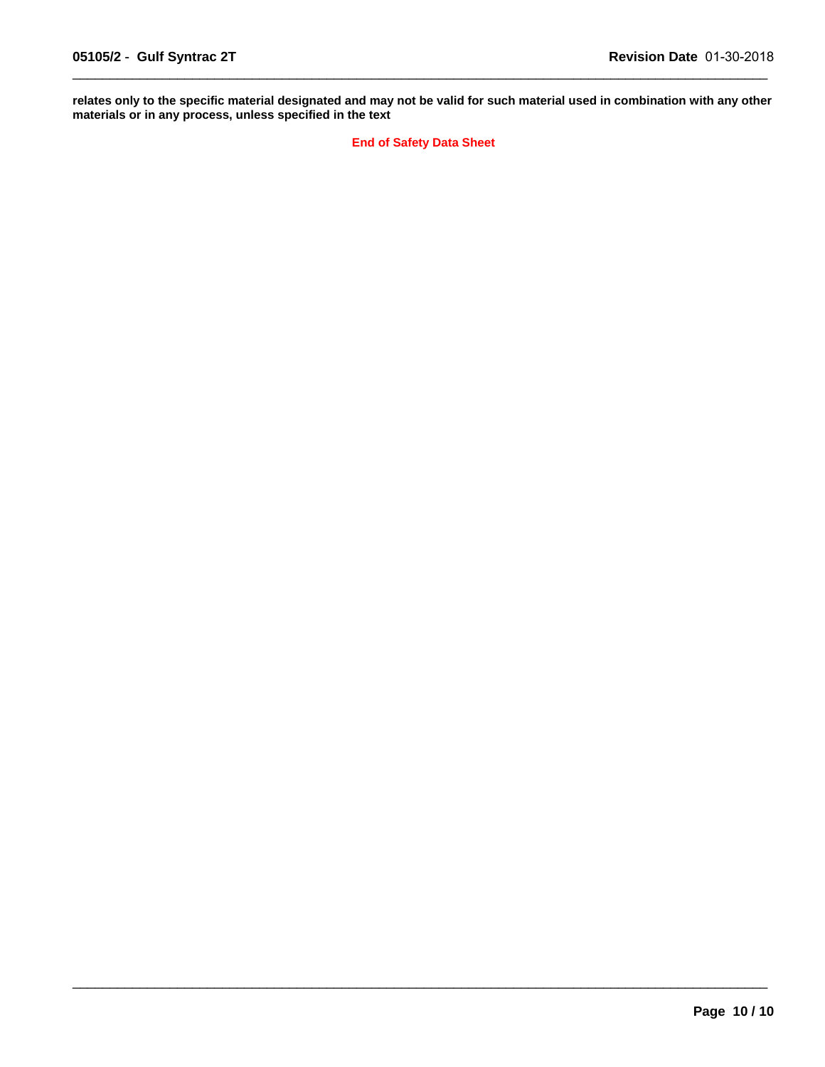**relates only to the specific material designated and may not be valid for such material used in combination with any other materials or in any process, unless specified in the text**

**End of Safety Data Sheet**